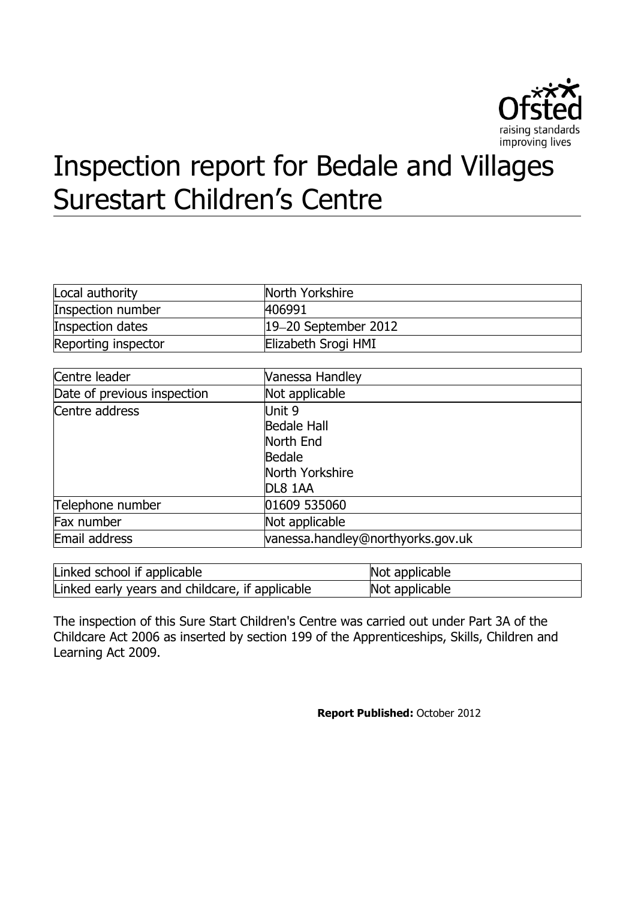# Inspection report for Bedale and Villages Surestart Children's Centre

| | |
|---|---|
| Local authority | North Yorkshire |
| Inspection number | 406991 |
| Inspection dates | 19–20 September 2012 |
| Reporting inspector | Elizabeth Srogi HMI |

| | |
|---|---|
| Centre leader | Vanessa Handley |
| Date of previous inspection | Not applicable |
| Centre address | Unit 9<br>Bedale Hall<br>North End<br>Bedale<br>North Yorkshire<br>DL8 1AA |
| Telephone number | 01609 535060 |
| Fax number | Not applicable |
| Email address | vanessa.handley@northyorks.gov.uk |

| | |
|---|---|
| Linked school if applicable | Not applicable |
| Linked early years and childcare, if applicable | Not applicable |

The inspection of this Sure Start Children's Centre was carried out under Part 3A of the Childcare Act 2006 as inserted by section 199 of the Apprenticeships, Skills, Children and Learning Act 2009.

**Report Published:** October 2012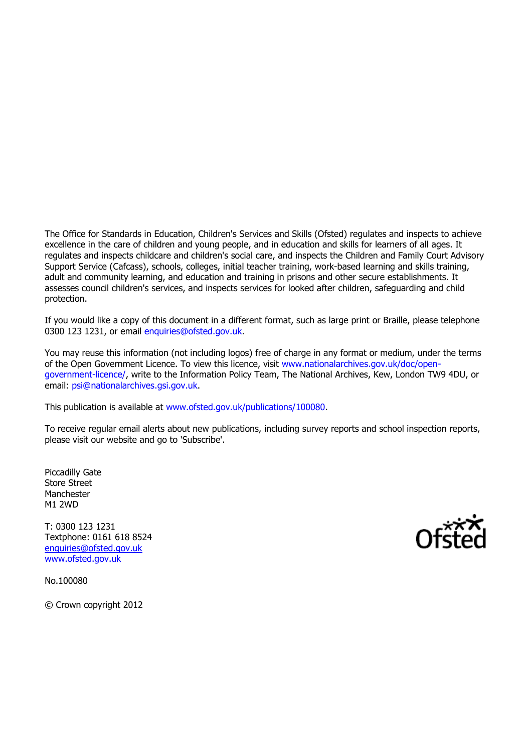The Office for Standards in Education, Children's Services and Skills (Ofsted) regulates and inspects to achieve excellence in the care of children and young people, and in education and skills for learners of all ages. It regulates and inspects childcare and children's social care, and inspects the Children and Family Court Advisory Support Service (Cafcass), schools, colleges, initial teacher training, work-based learning and skills training, adult and community learning, and education and training in prisons and other secure establishments. It assesses council children's services, and inspects services for looked after children, safeguarding and child protection.

If you would like a copy of this document in a different format, such as large print or Braille, please telephone 0300 123 1231, or email enquiries@ofsted.gov.uk.

You may reuse this information (not including logos) free of charge in any format or medium, under the terms of the Open Government Licence. To view this licence, visit www.nationalarchives.gov.uk/doc/open-government-licence/, write to the Information Policy Team, The National Archives, Kew, London TW9 4DU, or email: psi@nationalarchives.gsi.gov.uk.

This publication is available at www.ofsted.gov.uk/publications/100080.

To receive regular email alerts about new publications, including survey reports and school inspection reports, please visit our website and go to 'Subscribe'.

Piccadilly Gate
Store Street
Manchester
M1 2WD

T: 0300 123 1231
Textphone: 0161 618 8524
enquiries@ofsted.gov.uk
www.ofsted.gov.uk

No.100080

© Crown copyright 2012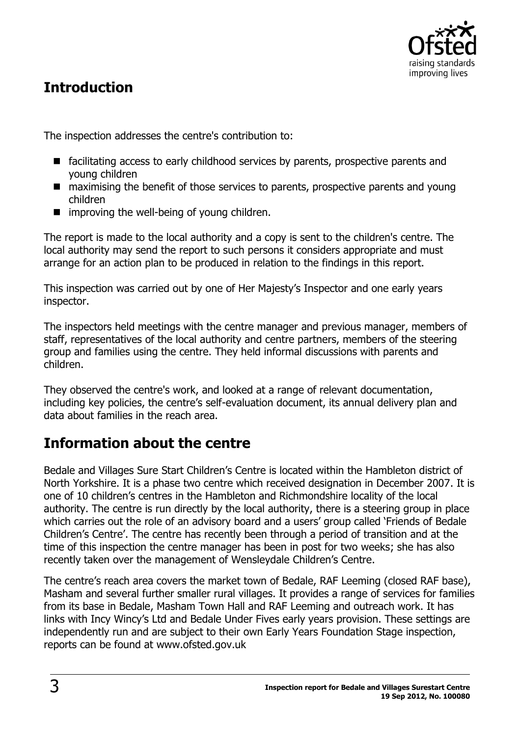## Introduction

The inspection addresses the centre's contribution to:

- facilitating access to early childhood services by parents, prospective parents and young children
- maximising the benefit of those services to parents, prospective parents and young children
- improving the well-being of young children.

The report is made to the local authority and a copy is sent to the children's centre. The local authority may send the report to such persons it considers appropriate and must arrange for an action plan to be produced in relation to the findings in this report.

This inspection was carried out by one of Her Majesty's Inspector and one early years inspector.

The inspectors held meetings with the centre manager and previous manager, members of staff, representatives of the local authority and centre partners, members of the steering group and families using the centre. They held informal discussions with parents and children.

They observed the centre's work, and looked at a range of relevant documentation, including key policies, the centre's self-evaluation document, its annual delivery plan and data about families in the reach area.

## Information about the centre

Bedale and Villages Sure Start Children's Centre is located within the Hambleton district of North Yorkshire. It is a phase two centre which received designation in December 2007. It is one of 10 children's centres in the Hambleton and Richmondshire locality of the local authority. The centre is run directly by the local authority, there is a steering group in place which carries out the role of an advisory board and a users' group called 'Friends of Bedale Children's Centre'. The centre has recently been through a period of transition and at the time of this inspection the centre manager has been in post for two weeks; she has also recently taken over the management of Wensleydale Children's Centre.

The centre's reach area covers the market town of Bedale, RAF Leeming (closed RAF base), Masham and several further smaller rural villages. It provides a range of services for families from its base in Bedale, Masham Town Hall and RAF Leeming and outreach work. It has links with Incy Wincy's Ltd and Bedale Under Fives early years provision. These settings are independently run and are subject to their own Early Years Foundation Stage inspection, reports can be found at www.ofsted.gov.uk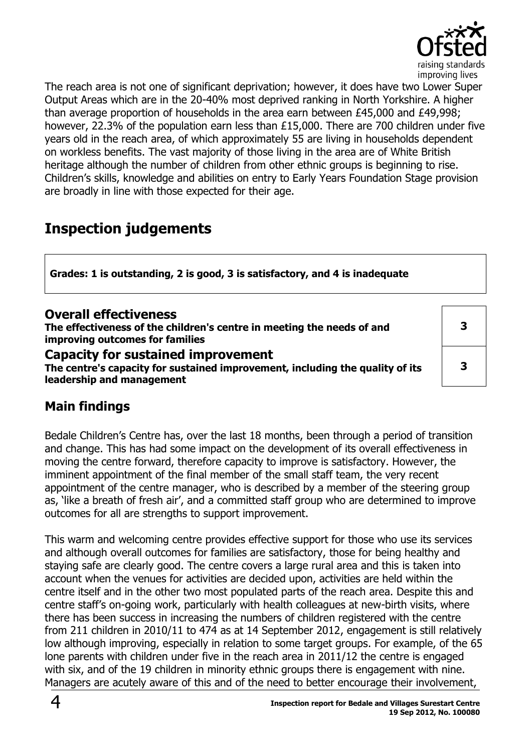The reach area is not one of significant deprivation; however, it does have two Lower Super Output Areas which are in the 20-40% most deprived ranking in North Yorkshire. A higher than average proportion of households in the area earn between £45,000 and £49,998; however, 22.3% of the population earn less than £15,000. There are 700 children under five years old in the reach area, of which approximately 55 are living in households dependent on workless benefits. The vast majority of those living in the area are of White British heritage although the number of children from other ethnic groups is beginning to rise. Children's skills, knowledge and abilities on entry to Early Years Foundation Stage provision are broadly in line with those expected for their age.

# Inspection judgements

**Grades: 1 is outstanding, 2 is good, 3 is satisfactory, and 4 is inadequate**

| | |
|---|---|
| **Overall effectiveness**<br>**The effectiveness of the children's centre in meeting the needs of and improving outcomes for families** | **3** |
| **Capacity for sustained improvement**<br>**The centre's capacity for sustained improvement, including the quality of its leadership and management** | **3** |

## Main findings

Bedale Children's Centre has, over the last 18 months, been through a period of transition and change. This has had some impact on the development of its overall effectiveness in moving the centre forward, therefore capacity to improve is satisfactory. However, the imminent appointment of the final member of the small staff team, the very recent appointment of the centre manager, who is described by a member of the steering group as, 'like a breath of fresh air', and a committed staff group who are determined to improve outcomes for all are strengths to support improvement.

This warm and welcoming centre provides effective support for those who use its services and although overall outcomes for families are satisfactory, those for being healthy and staying safe are clearly good. The centre covers a large rural area and this is taken into account when the venues for activities are decided upon, activities are held within the centre itself and in the other two most populated parts of the reach area. Despite this and centre staff's on-going work, particularly with health colleagues at new-birth visits, where there has been success in increasing the numbers of children registered with the centre from 211 children in 2010/11 to 474 as at 14 September 2012, engagement is still relatively low although improving, especially in relation to some target groups. For example, of the 65 lone parents with children under five in the reach area in 2011/12 the centre is engaged with six, and of the 19 children in minority ethnic groups there is engagement with nine. Managers are acutely aware of this and of the need to better encourage their involvement,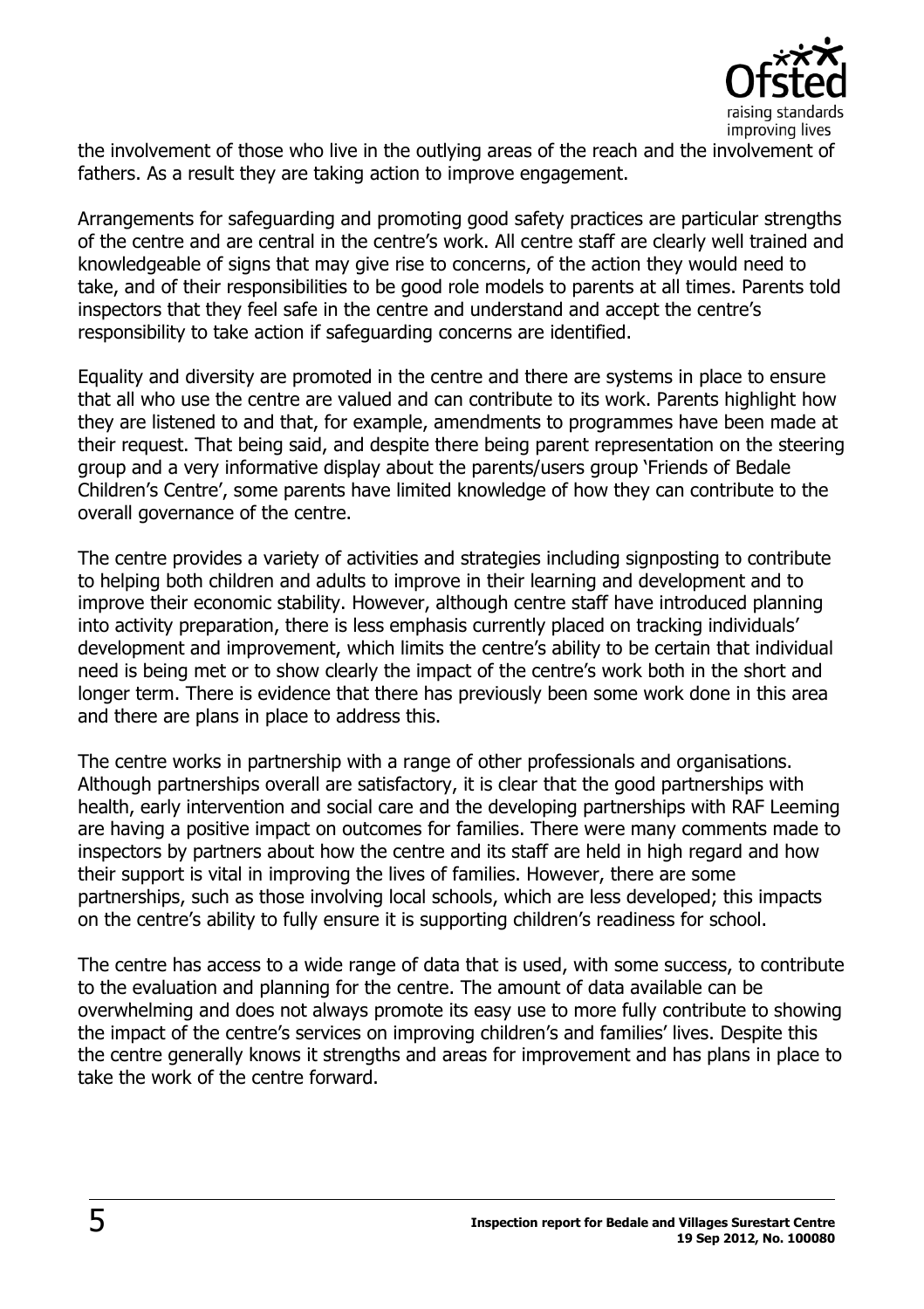the involvement of those who live in the outlying areas of the reach and the involvement of fathers. As a result they are taking action to improve engagement.

Arrangements for safeguarding and promoting good safety practices are particular strengths of the centre and are central in the centre's work. All centre staff are clearly well trained and knowledgeable of signs that may give rise to concerns, of the action they would need to take, and of their responsibilities to be good role models to parents at all times. Parents told inspectors that they feel safe in the centre and understand and accept the centre's responsibility to take action if safeguarding concerns are identified.

Equality and diversity are promoted in the centre and there are systems in place to ensure that all who use the centre are valued and can contribute to its work. Parents highlight how they are listened to and that, for example, amendments to programmes have been made at their request. That being said, and despite there being parent representation on the steering group and a very informative display about the parents/users group 'Friends of Bedale Children's Centre', some parents have limited knowledge of how they can contribute to the overall governance of the centre.

The centre provides a variety of activities and strategies including signposting to contribute to helping both children and adults to improve in their learning and development and to improve their economic stability. However, although centre staff have introduced planning into activity preparation, there is less emphasis currently placed on tracking individuals' development and improvement, which limits the centre's ability to be certain that individual need is being met or to show clearly the impact of the centre's work both in the short and longer term. There is evidence that there has previously been some work done in this area and there are plans in place to address this.

The centre works in partnership with a range of other professionals and organisations. Although partnerships overall are satisfactory, it is clear that the good partnerships with health, early intervention and social care and the developing partnerships with RAF Leeming are having a positive impact on outcomes for families. There were many comments made to inspectors by partners about how the centre and its staff are held in high regard and how their support is vital in improving the lives of families. However, there are some partnerships, such as those involving local schools, which are less developed; this impacts on the centre's ability to fully ensure it is supporting children's readiness for school.

The centre has access to a wide range of data that is used, with some success, to contribute to the evaluation and planning for the centre. The amount of data available can be overwhelming and does not always promote its easy use to more fully contribute to showing the impact of the centre's services on improving children's and families' lives. Despite this the centre generally knows it strengths and areas for improvement and has plans in place to take the work of the centre forward.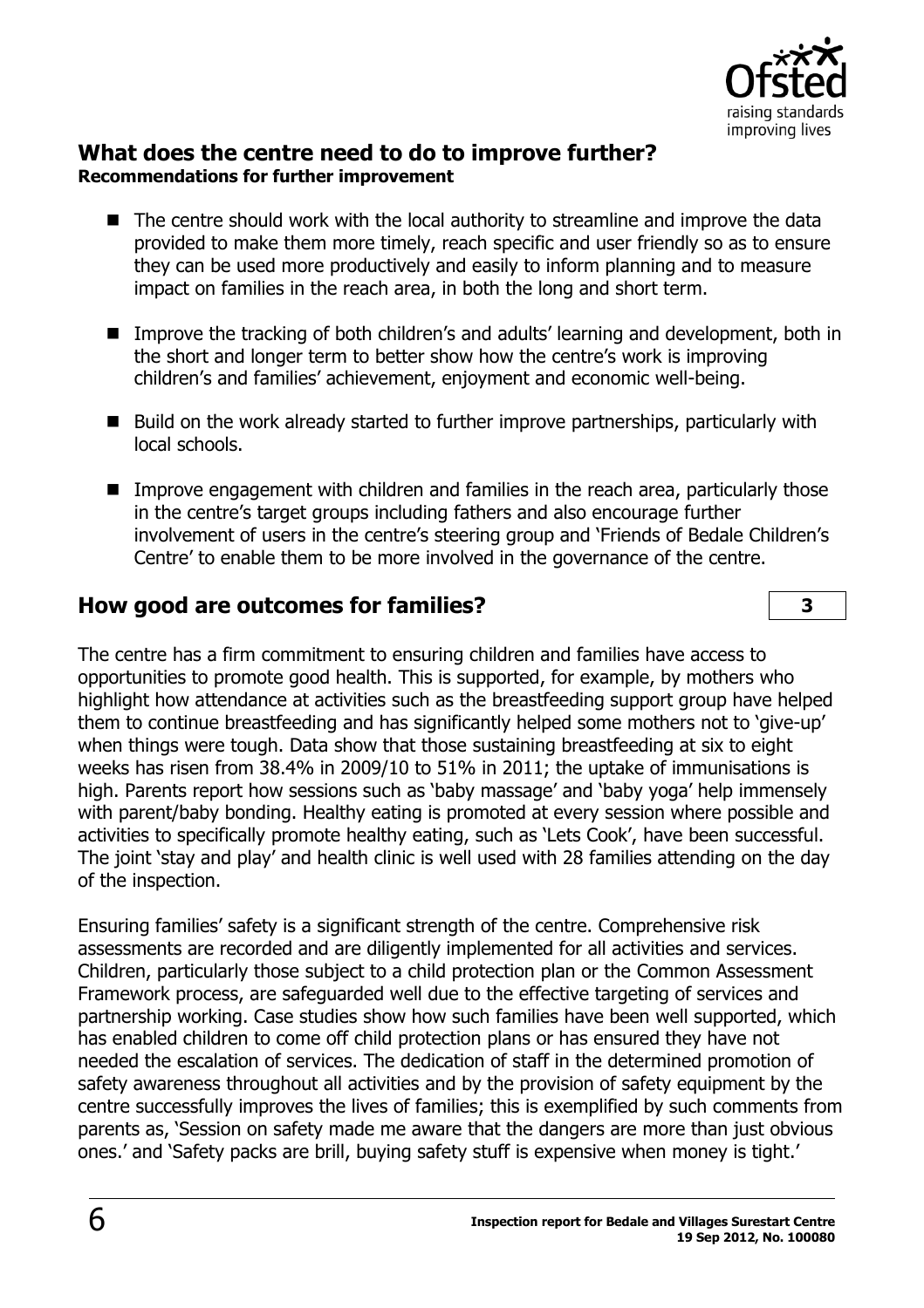## What does the centre need to do to improve further?

**Recommendations for further improvement**

- The centre should work with the local authority to streamline and improve the data provided to make them more timely, reach specific and user friendly so as to ensure they can be used more productively and easily to inform planning and to measure impact on families in the reach area, in both the long and short term.
- Improve the tracking of both children's and adults' learning and development, both in the short and longer term to better show how the centre's work is improving children's and families' achievement, enjoyment and economic well-being.
- Build on the work already started to further improve partnerships, particularly with local schools.
- Improve engagement with children and families in the reach area, particularly those in the centre's target groups including fathers and also encourage further involvement of users in the centre's steering group and 'Friends of Bedale Children's Centre' to enable them to be more involved in the governance of the centre.

## How good are outcomes for families? — 3

The centre has a firm commitment to ensuring children and families have access to opportunities to promote good health. This is supported, for example, by mothers who highlight how attendance at activities such as the breastfeeding support group have helped them to continue breastfeeding and has significantly helped some mothers not to 'give-up' when things were tough. Data show that those sustaining breastfeeding at six to eight weeks has risen from 38.4% in 2009/10 to 51% in 2011; the uptake of immunisations is high. Parents report how sessions such as 'baby massage' and 'baby yoga' help immensely with parent/baby bonding. Healthy eating is promoted at every session where possible and activities to specifically promote healthy eating, such as 'Lets Cook', have been successful. The joint 'stay and play' and health clinic is well used with 28 families attending on the day of the inspection.

Ensuring families' safety is a significant strength of the centre. Comprehensive risk assessments are recorded and are diligently implemented for all activities and services. Children, particularly those subject to a child protection plan or the Common Assessment Framework process, are safeguarded well due to the effective targeting of services and partnership working. Case studies show how such families have been well supported, which has enabled children to come off child protection plans or has ensured they have not needed the escalation of services. The dedication of staff in the determined promotion of safety awareness throughout all activities and by the provision of safety equipment by the centre successfully improves the lives of families; this is exemplified by such comments from parents as, 'Session on safety made me aware that the dangers are more than just obvious ones.' and 'Safety packs are brill, buying safety stuff is expensive when money is tight.'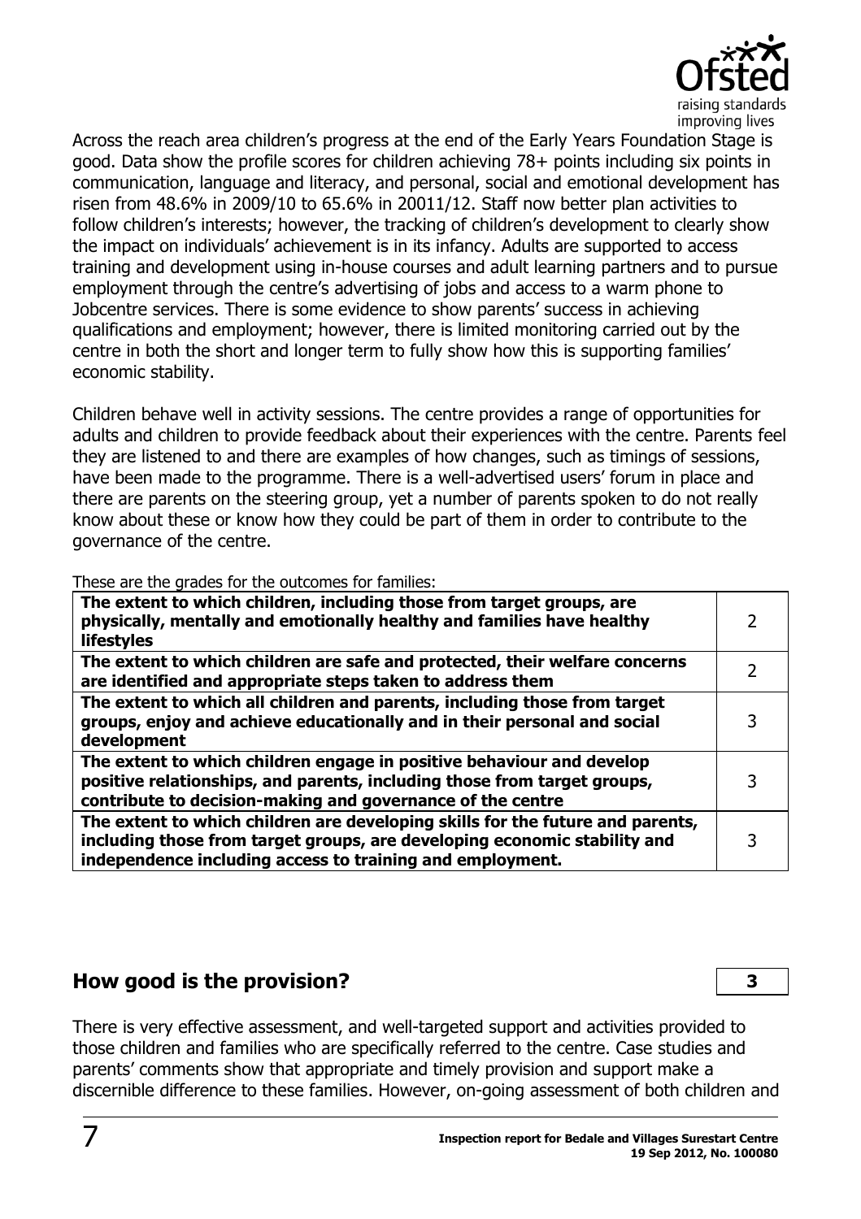Across the reach area children's progress at the end of the Early Years Foundation Stage is good. Data show the profile scores for children achieving 78+ points including six points in communication, language and literacy, and personal, social and emotional development has risen from 48.6% in 2009/10 to 65.6% in 20011/12. Staff now better plan activities to follow children's interests; however, the tracking of children's development to clearly show the impact on individuals' achievement is in its infancy. Adults are supported to access training and development using in-house courses and adult learning partners and to pursue employment through the centre's advertising of jobs and access to a warm phone to Jobcentre services. There is some evidence to show parents' success in achieving qualifications and employment; however, there is limited monitoring carried out by the centre in both the short and longer term to fully show how this is supporting families' economic stability.

Children behave well in activity sessions. The centre provides a range of opportunities for adults and children to provide feedback about their experiences with the centre. Parents feel they are listened to and there are examples of how changes, such as timings of sessions, have been made to the programme. There is a well-advertised users' forum in place and there are parents on the steering group, yet a number of parents spoken to do not really know about these or know how they could be part of them in order to contribute to the governance of the centre.

These are the grades for the outcomes for families:

| | |
|---|---|
| **The extent to which children, including those from target groups, are physically, mentally and emotionally healthy and families have healthy lifestyles** | 2 |
| **The extent to which children are safe and protected, their welfare concerns are identified and appropriate steps taken to address them** | 2 |
| **The extent to which all children and parents, including those from target groups, enjoy and achieve educationally and in their personal and social development** | 3 |
| **The extent to which children engage in positive behaviour and develop positive relationships, and parents, including those from target groups, contribute to decision-making and governance of the centre** | 3 |
| **The extent to which children are developing skills for the future and parents, including those from target groups, are developing economic stability and independence including access to training and employment.** | 3 |

## How good is the provision? **3**

There is very effective assessment, and well-targeted support and activities provided to those children and families who are specifically referred to the centre. Case studies and parents' comments show that appropriate and timely provision and support make a discernible difference to these families. However, on-going assessment of both children and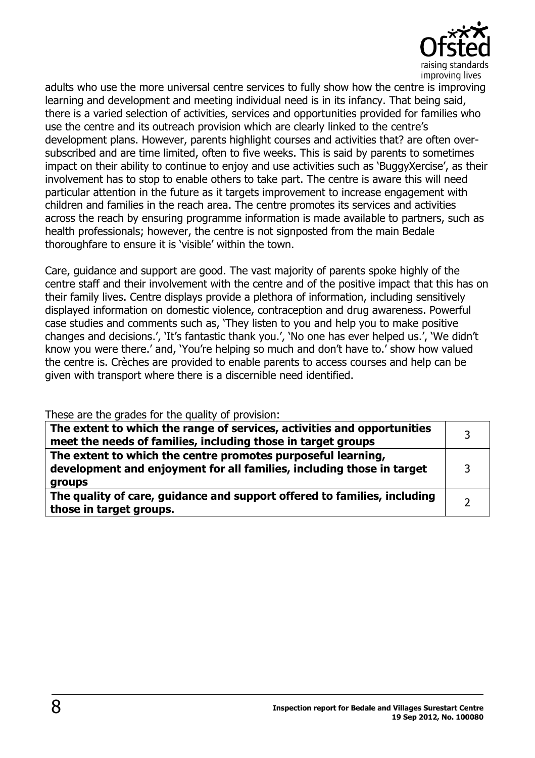adults who use the more universal centre services to fully show how the centre is improving learning and development and meeting individual need is in its infancy. That being said, there is a varied selection of activities, services and opportunities provided for families who use the centre and its outreach provision which are clearly linked to the centre's development plans. However, parents highlight courses and activities that? are often over-subscribed and are time limited, often to five weeks. This is said by parents to sometimes impact on their ability to continue to enjoy and use activities such as 'BuggyXercise', as their involvement has to stop to enable others to take part. The centre is aware this will need particular attention in the future as it targets improvement to increase engagement with children and families in the reach area. The centre promotes its services and activities across the reach by ensuring programme information is made available to partners, such as health professionals; however, the centre is not signposted from the main Bedale thoroughfare to ensure it is 'visible' within the town.

Care, guidance and support are good. The vast majority of parents spoke highly of the centre staff and their involvement with the centre and of the positive impact that this has on their family lives. Centre displays provide a plethora of information, including sensitively displayed information on domestic violence, contraception and drug awareness. Powerful case studies and comments such as, 'They listen to you and help you to make positive changes and decisions.', 'It's fantastic thank you.', 'No one has ever helped us.', 'We didn't know you were there.' and, 'You're helping so much and don't have to.' show how valued the centre is. Crèches are provided to enable parents to access courses and help can be given with transport where there is a discernible need identified.

These are the grades for the quality of provision:

| | |
|---|---|
| **The extent to which the range of services, activities and opportunities meet the needs of families, including those in target groups** | 3 |
| **The extent to which the centre promotes purposeful learning, development and enjoyment for all families, including those in target groups** | 3 |
| **The quality of care, guidance and support offered to families, including those in target groups.** | 2 |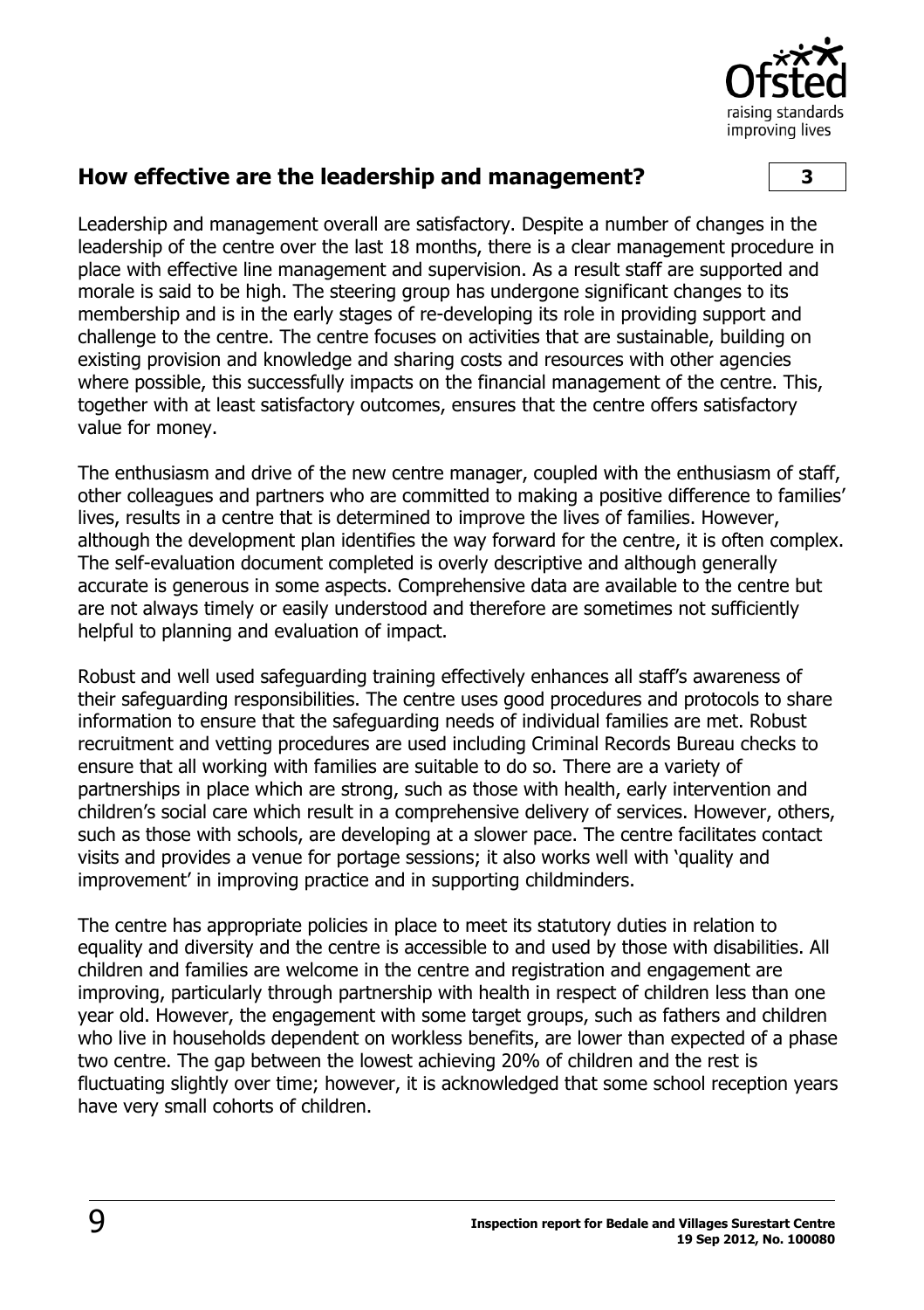## How effective are the leadership and management? **3**

Leadership and management overall are satisfactory. Despite a number of changes in the leadership of the centre over the last 18 months, there is a clear management procedure in place with effective line management and supervision. As a result staff are supported and morale is said to be high. The steering group has undergone significant changes to its membership and is in the early stages of re-developing its role in providing support and challenge to the centre. The centre focuses on activities that are sustainable, building on existing provision and knowledge and sharing costs and resources with other agencies where possible, this successfully impacts on the financial management of the centre. This, together with at least satisfactory outcomes, ensures that the centre offers satisfactory value for money.

The enthusiasm and drive of the new centre manager, coupled with the enthusiasm of staff, other colleagues and partners who are committed to making a positive difference to families' lives, results in a centre that is determined to improve the lives of families. However, although the development plan identifies the way forward for the centre, it is often complex. The self-evaluation document completed is overly descriptive and although generally accurate is generous in some aspects. Comprehensive data are available to the centre but are not always timely or easily understood and therefore are sometimes not sufficiently helpful to planning and evaluation of impact.

Robust and well used safeguarding training effectively enhances all staff's awareness of their safeguarding responsibilities. The centre uses good procedures and protocols to share information to ensure that the safeguarding needs of individual families are met. Robust recruitment and vetting procedures are used including Criminal Records Bureau checks to ensure that all working with families are suitable to do so. There are a variety of partnerships in place which are strong, such as those with health, early intervention and children's social care which result in a comprehensive delivery of services. However, others, such as those with schools, are developing at a slower pace. The centre facilitates contact visits and provides a venue for portage sessions; it also works well with 'quality and improvement' in improving practice and in supporting childminders.

The centre has appropriate policies in place to meet its statutory duties in relation to equality and diversity and the centre is accessible to and used by those with disabilities. All children and families are welcome in the centre and registration and engagement are improving, particularly through partnership with health in respect of children less than one year old. However, the engagement with some target groups, such as fathers and children who live in households dependent on workless benefits, are lower than expected of a phase two centre. The gap between the lowest achieving 20% of children and the rest is fluctuating slightly over time; however, it is acknowledged that some school reception years have very small cohorts of children.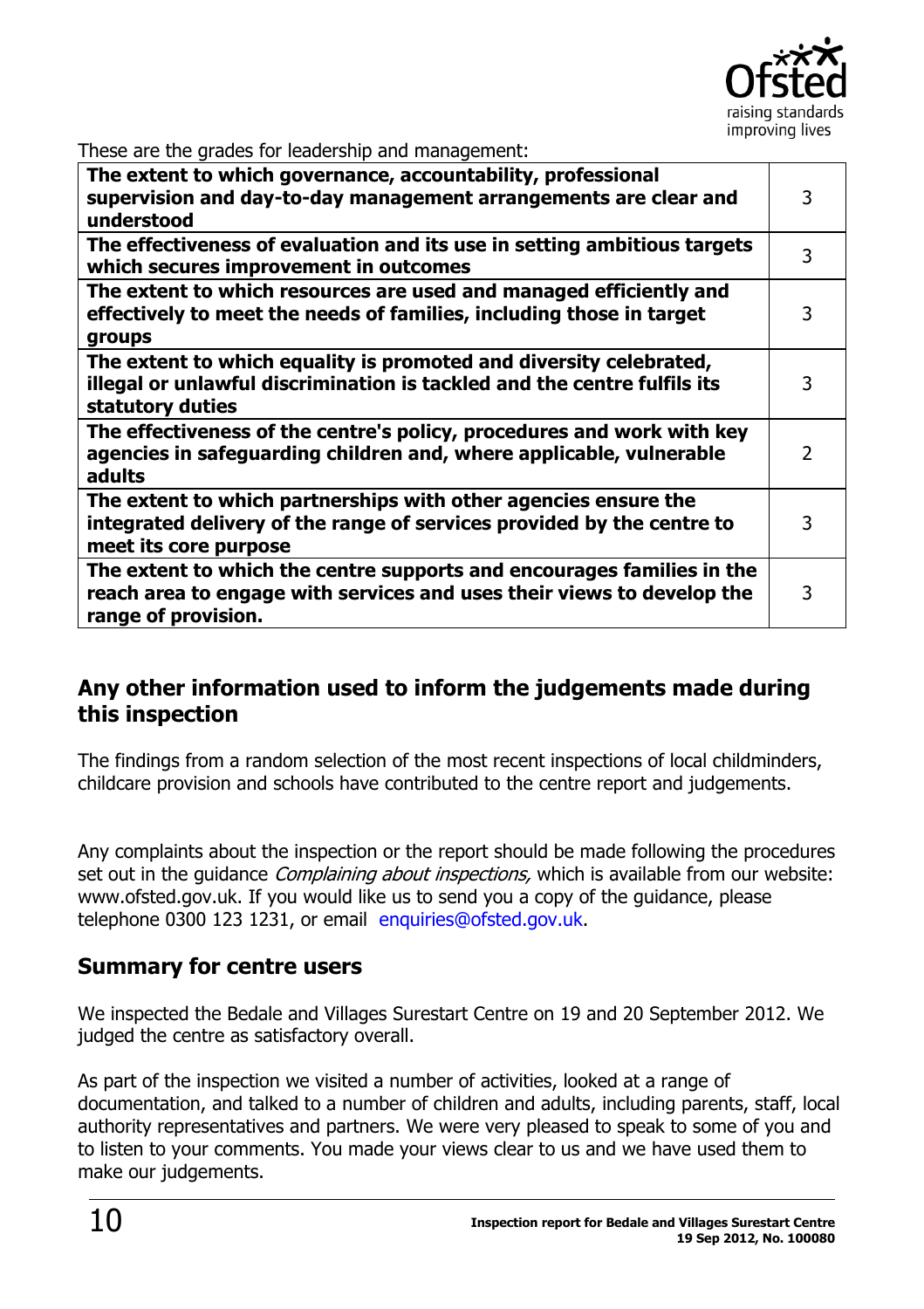These are the grades for leadership and management:

| | |
|---|---|
| **The extent to which governance, accountability, professional supervision and day-to-day management arrangements are clear and understood** | 3 |
| **The effectiveness of evaluation and its use in setting ambitious targets which secures improvement in outcomes** | 3 |
| **The extent to which resources are used and managed efficiently and effectively to meet the needs of families, including those in target groups** | 3 |
| **The extent to which equality is promoted and diversity celebrated, illegal or unlawful discrimination is tackled and the centre fulfils its statutory duties** | 3 |
| **The effectiveness of the centre's policy, procedures and work with key agencies in safeguarding children and, where applicable, vulnerable adults** | 2 |
| **The extent to which partnerships with other agencies ensure the integrated delivery of the range of services provided by the centre to meet its core purpose** | 3 |
| **The extent to which the centre supports and encourages families in the reach area to engage with services and uses their views to develop the range of provision.** | 3 |

## Any other information used to inform the judgements made during this inspection

The findings from a random selection of the most recent inspections of local childminders, childcare provision and schools have contributed to the centre report and judgements.

Any complaints about the inspection or the report should be made following the procedures set out in the guidance *Complaining about inspections,* which is available from our website: www.ofsted.gov.uk. If you would like us to send you a copy of the guidance, please telephone 0300 123 1231, or email enquiries@ofsted.gov.uk.

## Summary for centre users

We inspected the Bedale and Villages Surestart Centre on 19 and 20 September 2012. We judged the centre as satisfactory overall.

As part of the inspection we visited a number of activities, looked at a range of documentation, and talked to a number of children and adults, including parents, staff, local authority representatives and partners. We were very pleased to speak to some of you and to listen to your comments. You made your views clear to us and we have used them to make our judgements.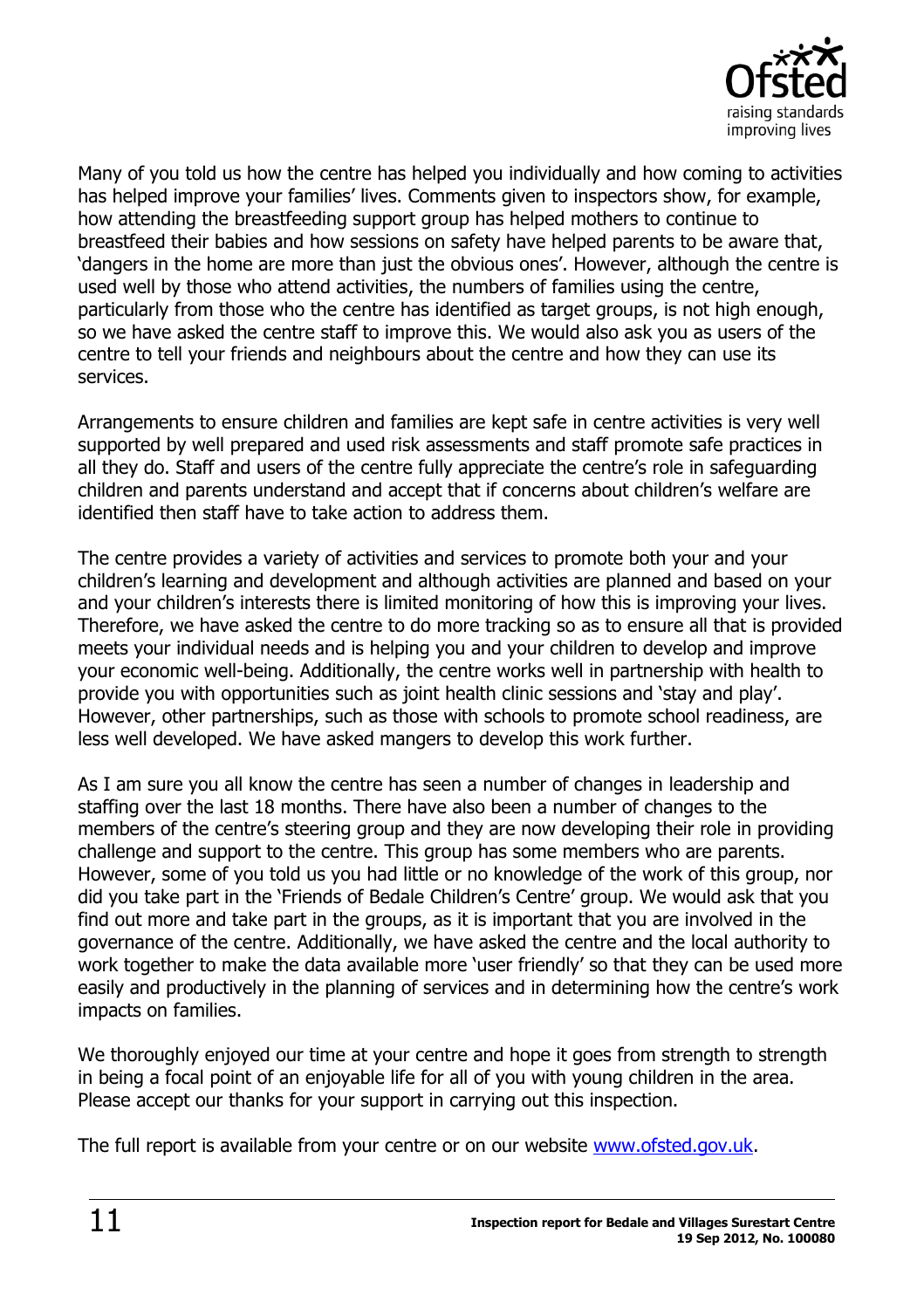Many of you told us how the centre has helped you individually and how coming to activities has helped improve your families' lives. Comments given to inspectors show, for example, how attending the breastfeeding support group has helped mothers to continue to breastfeed their babies and how sessions on safety have helped parents to be aware that, 'dangers in the home are more than just the obvious ones'. However, although the centre is used well by those who attend activities, the numbers of families using the centre, particularly from those who the centre has identified as target groups, is not high enough, so we have asked the centre staff to improve this. We would also ask you as users of the centre to tell your friends and neighbours about the centre and how they can use its services.

Arrangements to ensure children and families are kept safe in centre activities is very well supported by well prepared and used risk assessments and staff promote safe practices in all they do. Staff and users of the centre fully appreciate the centre's role in safeguarding children and parents understand and accept that if concerns about children's welfare are identified then staff have to take action to address them.

The centre provides a variety of activities and services to promote both your and your children's learning and development and although activities are planned and based on your and your children's interests there is limited monitoring of how this is improving your lives. Therefore, we have asked the centre to do more tracking so as to ensure all that is provided meets your individual needs and is helping you and your children to develop and improve your economic well-being. Additionally, the centre works well in partnership with health to provide you with opportunities such as joint health clinic sessions and 'stay and play'. However, other partnerships, such as those with schools to promote school readiness, are less well developed. We have asked mangers to develop this work further.

As I am sure you all know the centre has seen a number of changes in leadership and staffing over the last 18 months. There have also been a number of changes to the members of the centre's steering group and they are now developing their role in providing challenge and support to the centre. This group has some members who are parents. However, some of you told us you had little or no knowledge of the work of this group, nor did you take part in the 'Friends of Bedale Children's Centre' group. We would ask that you find out more and take part in the groups, as it is important that you are involved in the governance of the centre. Additionally, we have asked the centre and the local authority to work together to make the data available more 'user friendly' so that they can be used more easily and productively in the planning of services and in determining how the centre's work impacts on families.

We thoroughly enjoyed our time at your centre and hope it goes from strength to strength in being a focal point of an enjoyable life for all of you with young children in the area. Please accept our thanks for your support in carrying out this inspection.

The full report is available from your centre or on our website [www.ofsted.gov.uk](http://www.ofsted.gov.uk).